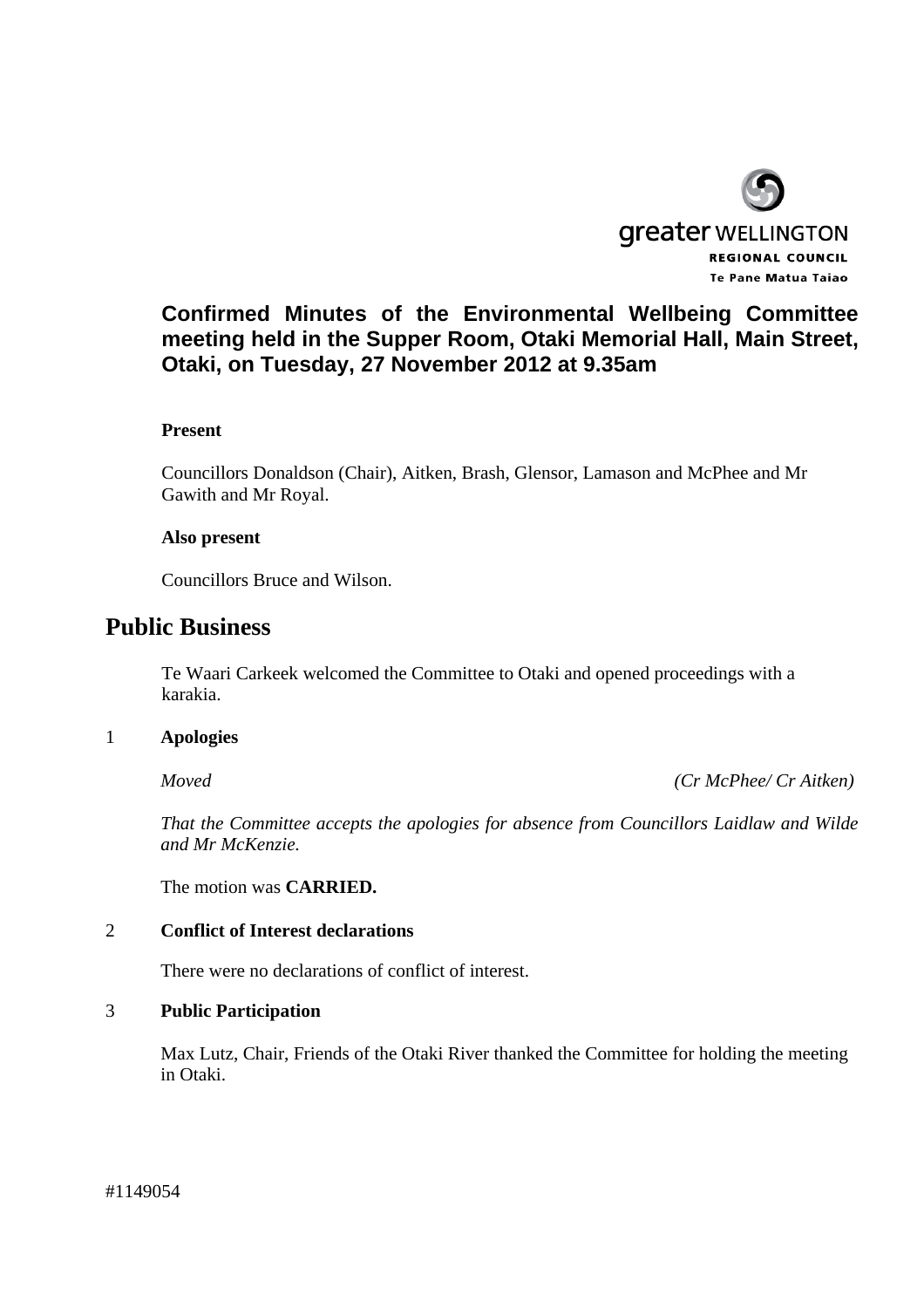greater WELLINGTON
REGIONAL COUNCIL
Te Pane Matua Taiao

# Confirmed Minutes of the Environmental Wellbeing Committee meeting held in the Supper Room, Otaki Memorial Hall, Main Street, Otaki, on Tuesday, 27 November 2012 at 9.35am

**Present**

Councillors Donaldson (Chair), Aitken, Brash, Glensor, Lamason and McPhee and Mr Gawith and Mr Royal.

**Also present**

Councillors Bruce and Wilson.

## Public Business

Te Waari Carkeek welcomed the Committee to Otaki and opened proceedings with a karakia.

1 **Apologies**

*Moved* *(Cr McPhee/ Cr Aitken)*

*That the Committee accepts the apologies for absence from Councillors Laidlaw and Wilde and Mr McKenzie.*

The motion was **CARRIED.**

2 **Conflict of Interest declarations**

There were no declarations of conflict of interest.

3 **Public Participation**

Max Lutz, Chair, Friends of the Otaki River thanked the Committee for holding the meeting in Otaki.

#1149054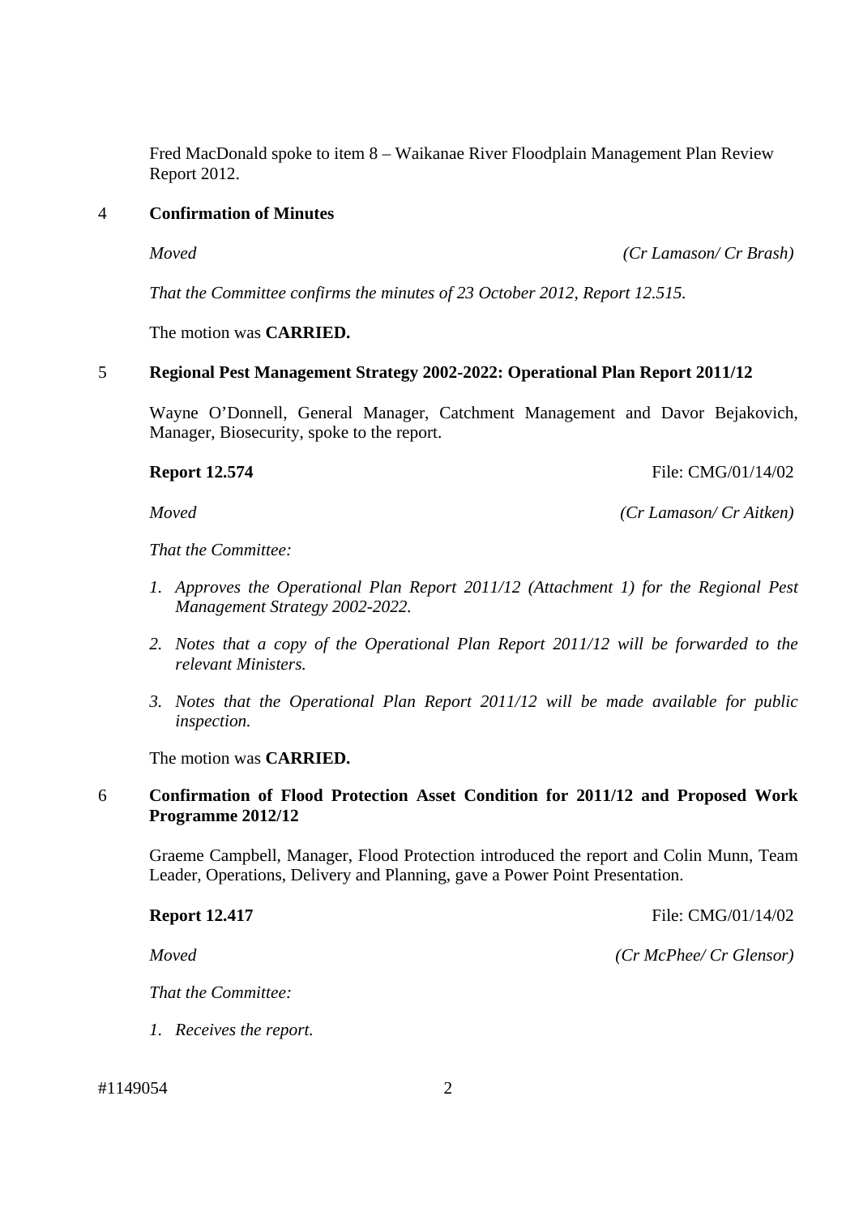Fred MacDonald spoke to item 8 – Waikanae River Floodplain Management Plan Review Report 2012.

## 4 Confirmation of Minutes

*Moved* *(Cr Lamason/ Cr Brash)*

*That the Committee confirms the minutes of 23 October 2012, Report 12.515.*

The motion was **CARRIED.**

## 5 Regional Pest Management Strategy 2002-2022: Operational Plan Report 2011/12

Wayne O'Donnell, General Manager, Catchment Management and Davor Bejakovich, Manager, Biosecurity, spoke to the report.

**Report 12.574** File: CMG/01/14/02

*Moved* *(Cr Lamason/ Cr Aitken)*

*That the Committee:*

1. *Approves the Operational Plan Report 2011/12 (Attachment 1) for the Regional Pest Management Strategy 2002-2022.*
2. *Notes that a copy of the Operational Plan Report 2011/12 will be forwarded to the relevant Ministers.*
3. *Notes that the Operational Plan Report 2011/12 will be made available for public inspection.*

The motion was **CARRIED.**

## 6 Confirmation of Flood Protection Asset Condition for 2011/12 and Proposed Work Programme 2012/12

Graeme Campbell, Manager, Flood Protection introduced the report and Colin Munn, Team Leader, Operations, Delivery and Planning, gave a Power Point Presentation.

**Report 12.417** File: CMG/01/14/02

*Moved* *(Cr McPhee/ Cr Glensor)*

*That the Committee:*

1. *Receives the report.*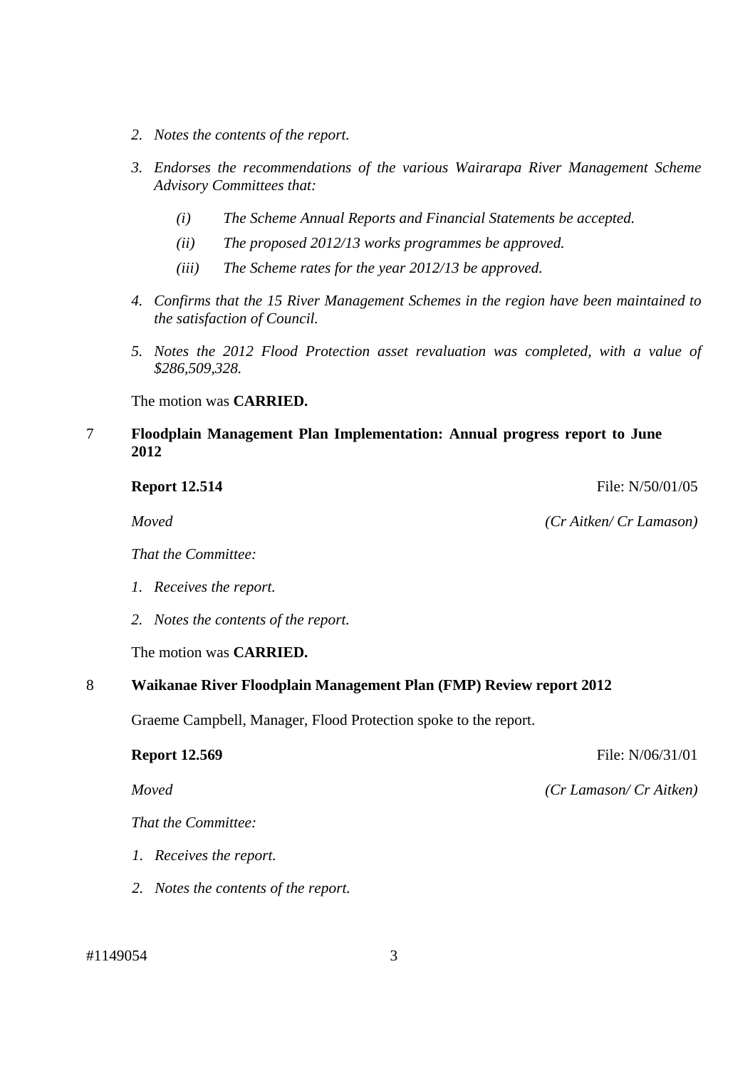2. *Notes the contents of the report.*

3. *Endorses the recommendations of the various Wairarapa River Management Scheme Advisory Committees that:*

   *(i) The Scheme Annual Reports and Financial Statements be accepted.*

   *(ii) The proposed 2012/13 works programmes be approved.*

   *(iii) The Scheme rates for the year 2012/13 be approved.*

4. *Confirms that the 15 River Management Schemes in the region have been maintained to the satisfaction of Council.*

5. *Notes the 2012 Flood Protection asset revaluation was completed, with a value of $286,509,328.*

The motion was **CARRIED.**

## 7 Floodplain Management Plan Implementation: Annual progress report to June 2012

**Report 12.514** File: N/50/01/05

*Moved* *(Cr Aitken/ Cr Lamason)*

*That the Committee:*

1. *Receives the report.*

2. *Notes the contents of the report.*

The motion was **CARRIED.**

## 8 Waikanae River Floodplain Management Plan (FMP) Review report 2012

Graeme Campbell, Manager, Flood Protection spoke to the report.

**Report 12.569** File: N/06/31/01

*Moved* *(Cr Lamason/ Cr Aitken)*

*That the Committee:*

1. *Receives the report.*

2. *Notes the contents of the report.*

#1149054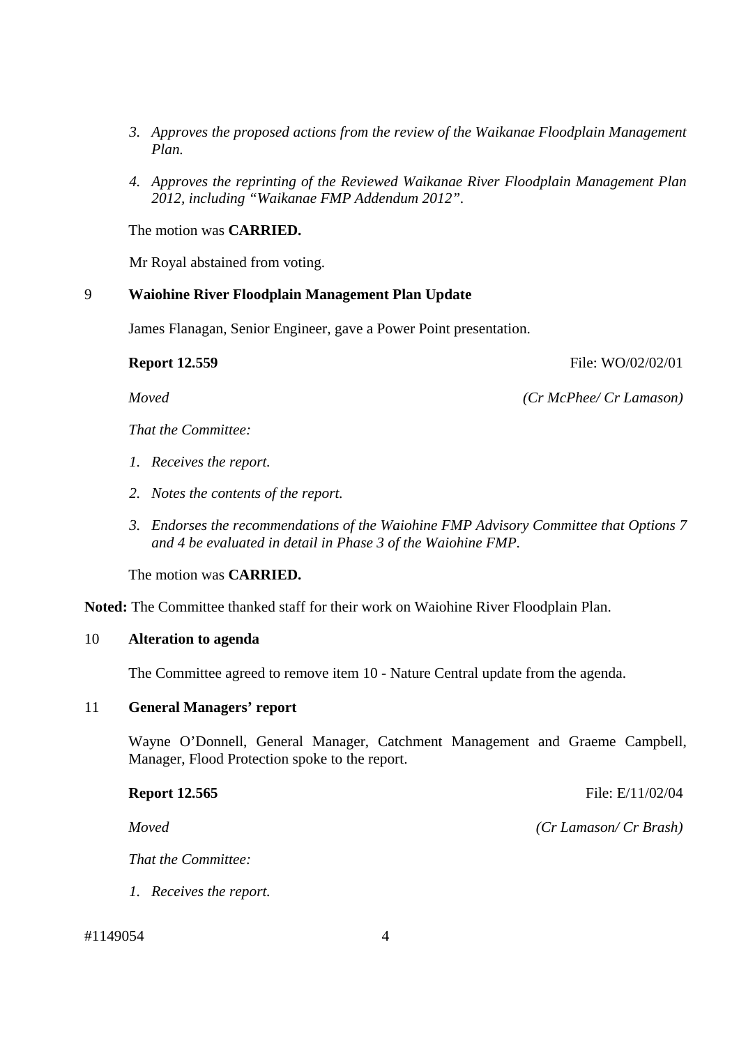3. *Approves the proposed actions from the review of the Waikanae Floodplain Management Plan.*

4. *Approves the reprinting of the Reviewed Waikanae River Floodplain Management Plan 2012, including "Waikanae FMP Addendum 2012".*

The motion was **CARRIED.**

Mr Royal abstained from voting.

## 9 Waiohine River Floodplain Management Plan Update

James Flanagan, Senior Engineer, gave a Power Point presentation.

**Report 12.559** File: WO/02/02/01

*Moved* *(Cr McPhee/ Cr Lamason)*

*That the Committee:*

1. *Receives the report.*

2. *Notes the contents of the report.*

3. *Endorses the recommendations of the Waiohine FMP Advisory Committee that Options 7 and 4 be evaluated in detail in Phase 3 of the Waiohine FMP.*

The motion was **CARRIED.**

**Noted:** The Committee thanked staff for their work on Waiohine River Floodplain Plan.

## 10 Alteration to agenda

The Committee agreed to remove item 10 - Nature Central update from the agenda.

## 11 General Managers' report

Wayne O'Donnell, General Manager, Catchment Management and Graeme Campbell, Manager, Flood Protection spoke to the report.

**Report 12.565** File: E/11/02/04

*Moved* *(Cr Lamason/ Cr Brash)*

*That the Committee:*

1. *Receives the report.*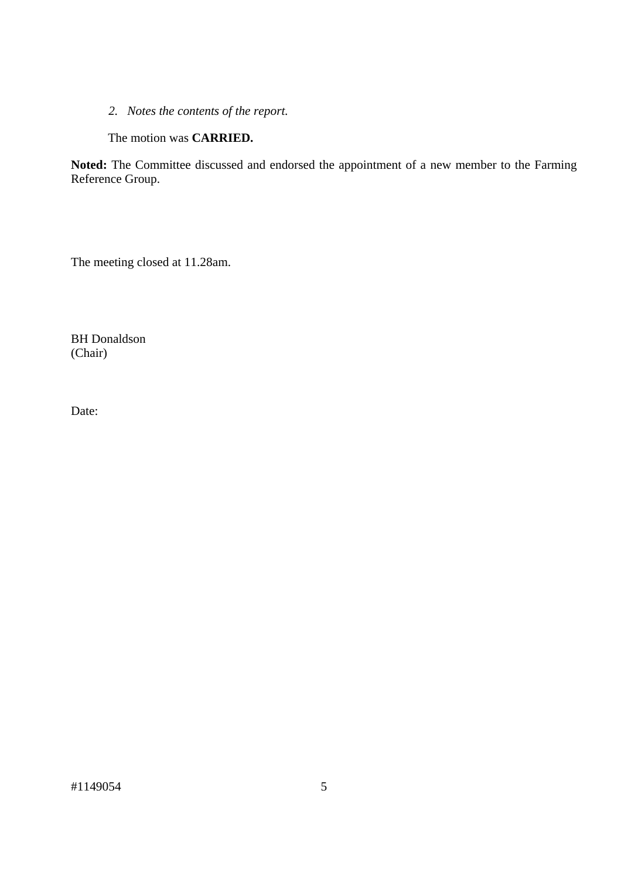*2. Notes the contents of the report.*

The motion was **CARRIED.**

**Noted:** The Committee discussed and endorsed the appointment of a new member to the Farming Reference Group.

The meeting closed at 11.28am.

BH Donaldson
(Chair)

Date:

#1149054